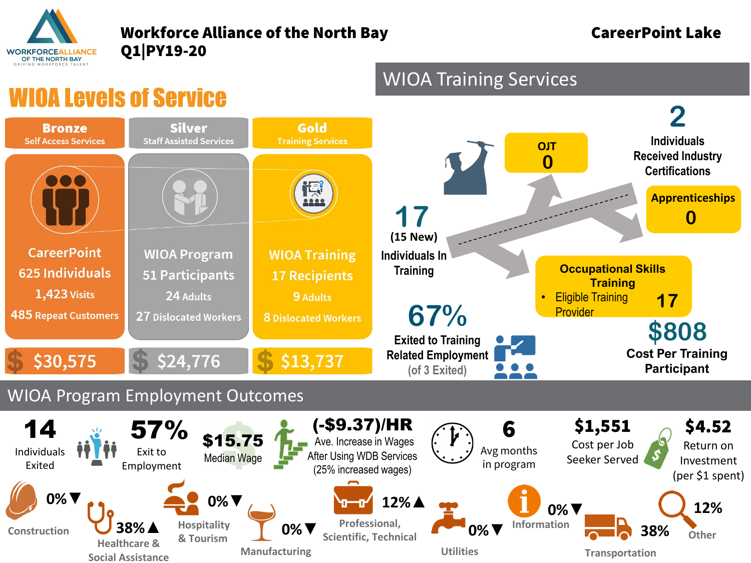# Workforce Alliance of the North Bay Q1|PY19-20

**CareerPoint Lake**

WORKFORCE ALLIANCE OF THE NORTH BAY
DRIVING WORKFORCE TALENT

## WIOA Levels of Service

| Bronze<br>Self Access Services | Silver<br>Staff Assisted Services | Gold<br>Training Services |
| --- | --- | --- |
| CareerPoint<br>625 Individuals<br>1,423 Visits<br>485 Repeat Customers | WIOA Program<br>51 Participants<br>24 Adults<br>27 Dislocated Workers | WIOA Training<br>17 Recipients<br>9 Adults<br>8 Dislocated Workers |
| $30,575 | $24,776 | $13,737 |

## WIOA Training Services

**17** (15 New) Individuals In Training

- OJT: **0**
- Apprenticeships: **0**
- Occupational Skills Training
  - Eligible Training Provider: **17**

**2** Individuals Received Industry Certifications

**67%** Exited to Training Related Employment (of 3 Exited)

**$808** Cost Per Training Participant

## WIOA Program Employment Outcomes

- **14** Individuals Exited
- **57%** Exit to Employment
- **$15.75** Median Wage
- **(-$9.37)/HR** Ave. Increase in Wages After Using WDB Services (25% increased wages)
- **6** Avg months in program
- **$1,551** Cost per Job Seeker Served
- **$4.52** Return on Investment (per $1 spent)

| Industry | Percentage |
| --- | --- |
| Construction | 0%▼ |
| Healthcare & Social Assistance | 38%▲ |
| Hospitality & Tourism | 0%▼ |
| Manufacturing | 0%▼ |
| Professional, Scientific, Technical | 12%▲ |
| Utilities | 0%▼ |
| Information | 0%▼ |
| Transportation | 38% |
| Other | 12% |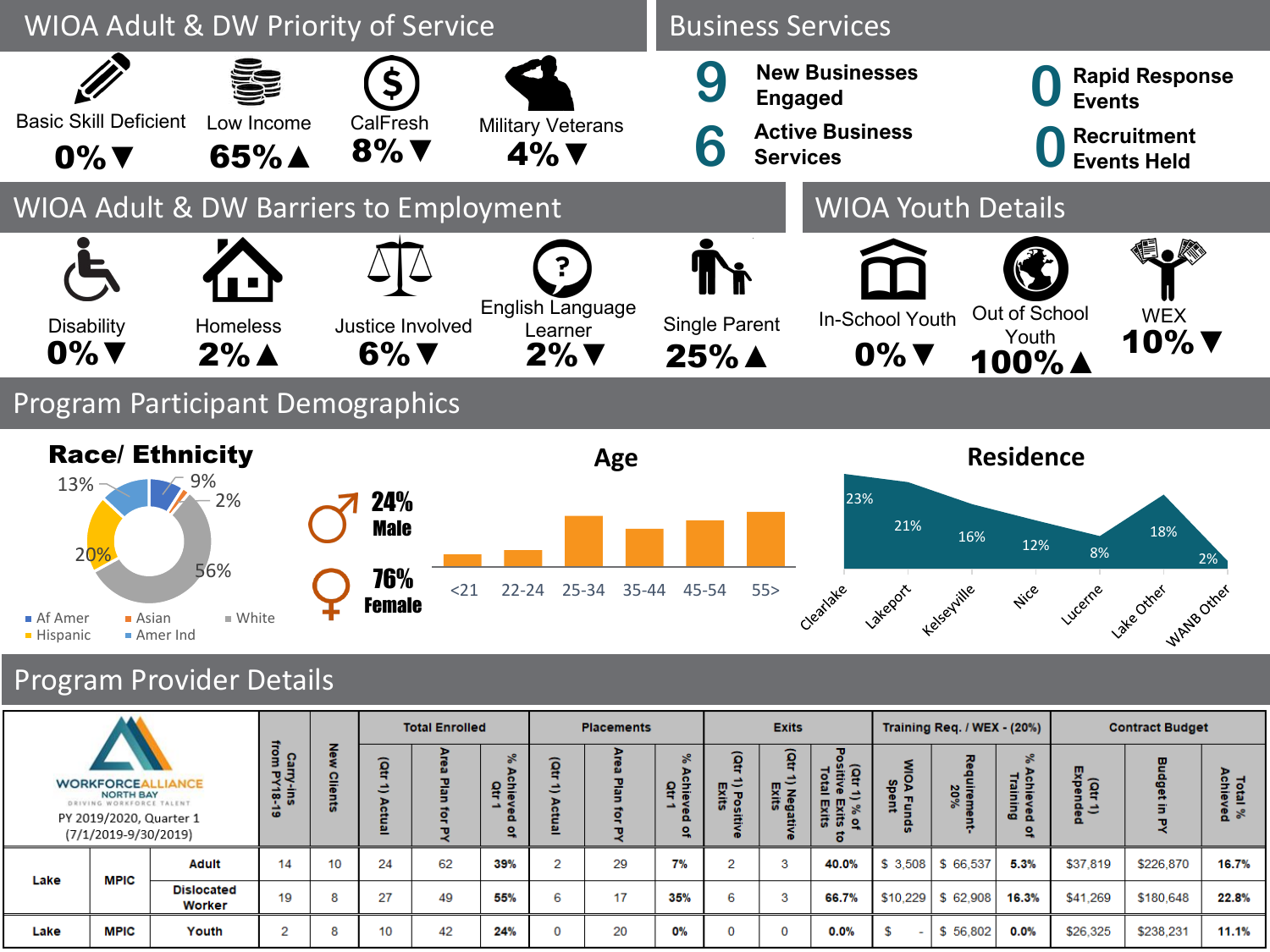## WIOA Adult & DW Priority of Service

Basic Skill Deficient **0%▼**

Low Income **65%▲**

CalFresh **8%▼**

Military Veterans **4%▼**

## Business Services

**9** New Businesses Engaged

**6** Active Business Services

**0** Rapid Response Events

**0** Recruitment Events Held

## WIOA Adult & DW Barriers to Employment

Disability **0%▼**

Homeless **2%▲**

Justice Involved **6%▼**

English Language Learner **2%▼**

Single Parent **25%▲**

## WIOA Youth Details

In-School Youth **0%▼**

Out of School Youth **100%▲**

WEX **10%▼**

## Program Participant Demographics

**Race/ Ethnicity**

13%
9%
2%
20%
56%

Af Amer
Asian
White
Hispanic
Amer Ind

**24% Male**

**76% Female**

**Age**

<21
22-24
25-34
35-44
45-54
55>

**Residence**

23%
21%
16%
12%
8%
18%
2%

Clearlake
Lakeport
Kelseyville
Nice
Lucerne
Lake Other
WANB Other

## Program Provider Details

WORKFORCE ALLIANCE NORTH BAY — DRIVING WORKFORCE TALENT

PY 2019/2020, Quarter 1 (7/1/2019-9/30/2019)

| | | | | | Total Enrolled | | | Placements | | | Exits | | | Training Req. / WEX - (20%) | | | Contract Budget | | |
|---|---|---|---|---|---|---|---|---|---|---|---|---|---|---|---|---|---|---|---|
| | | | Carry-ins from PY18-19 | New Clients | (Qtr 1) Actual | Area Plan for PY | % Achieved of Qtr 1 | (Qtr 1) Actual | Area Plan for PY | % Achieved of Qtr 1 | (Qtr 1) Positive Exits | (Qtr 1) Negative Exits | (Qtr 1) % of Positive Exits to Total Exits | WIOA Funds Spent | Requirement-20% | % Achieved of Training | (Qtr 1) Expended | Budget in PY | Total % Achieved |
| Lake | MPIC | Adult | 14 | 10 | 24 | 62 | **39%** | 2 | 29 | **7%** | 2 | 3 | **40.0%** | $ 3,508 | $ 66,537 | **5.3%** | $37,819 | $226,870 | **16.7%** |
| | | Dislocated Worker | 19 | 8 | 27 | 49 | **55%** | 6 | 17 | **35%** | 6 | 3 | **66.7%** | $10,229 | $ 62,908 | **16.3%** | $41,269 | $180,648 | **22.8%** |
| Lake | MPIC | Youth | 2 | 8 | 10 | 42 | **24%** | 0 | 20 | **0%** | 0 | 0 | **0.0%** | $ - | $ 56,802 | **0.0%** | $26,325 | $238,231 | **11.1%** |